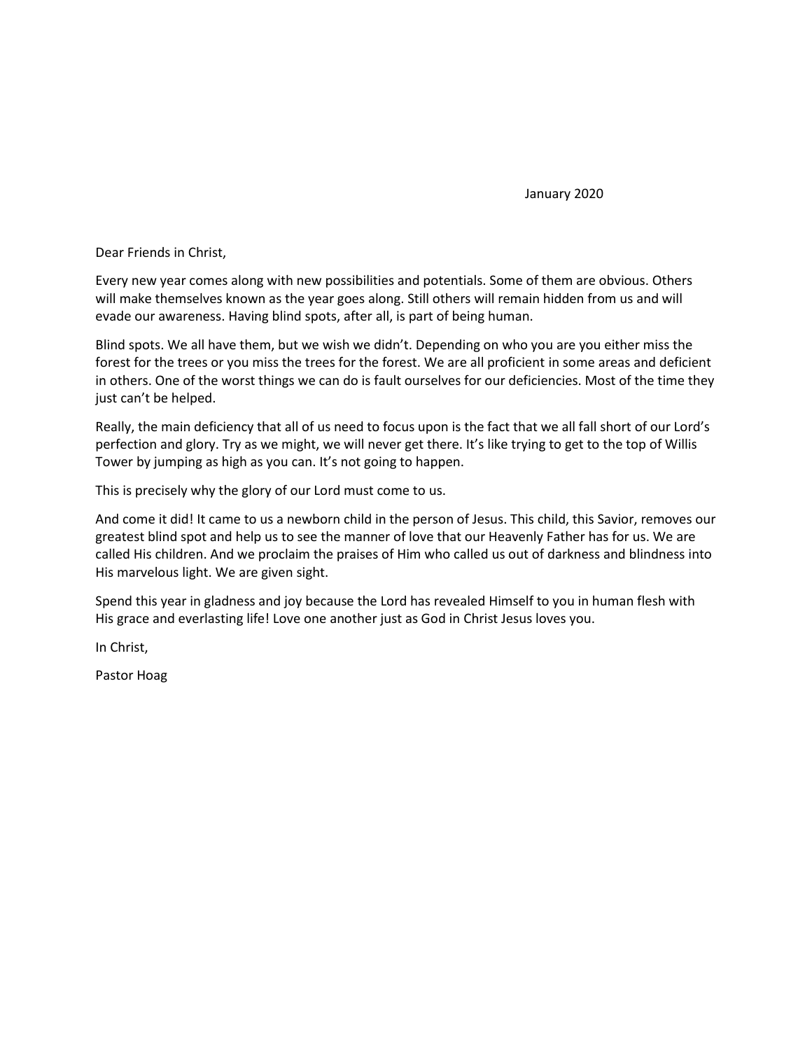January 2020

Dear Friends in Christ,

Every new year comes along with new possibilities and potentials. Some of them are obvious. Others will make themselves known as the year goes along. Still others will remain hidden from us and will evade our awareness. Having blind spots, after all, is part of being human.

Blind spots. We all have them, but we wish we didn't. Depending on who you are you either miss the forest for the trees or you miss the trees for the forest. We are all proficient in some areas and deficient in others. One of the worst things we can do is fault ourselves for our deficiencies. Most of the time they just can't be helped.

Really, the main deficiency that all of us need to focus upon is the fact that we all fall short of our Lord's perfection and glory. Try as we might, we will never get there. It's like trying to get to the top of Willis Tower by jumping as high as you can. It's not going to happen.

This is precisely why the glory of our Lord must come to us.

And come it did! It came to us a newborn child in the person of Jesus. This child, this Savior, removes our greatest blind spot and help us to see the manner of love that our Heavenly Father has for us. We are called His children. And we proclaim the praises of Him who called us out of darkness and blindness into His marvelous light. We are given sight.

Spend this year in gladness and joy because the Lord has revealed Himself to you in human flesh with His grace and everlasting life! Love one another just as God in Christ Jesus loves you.

In Christ,

Pastor Hoag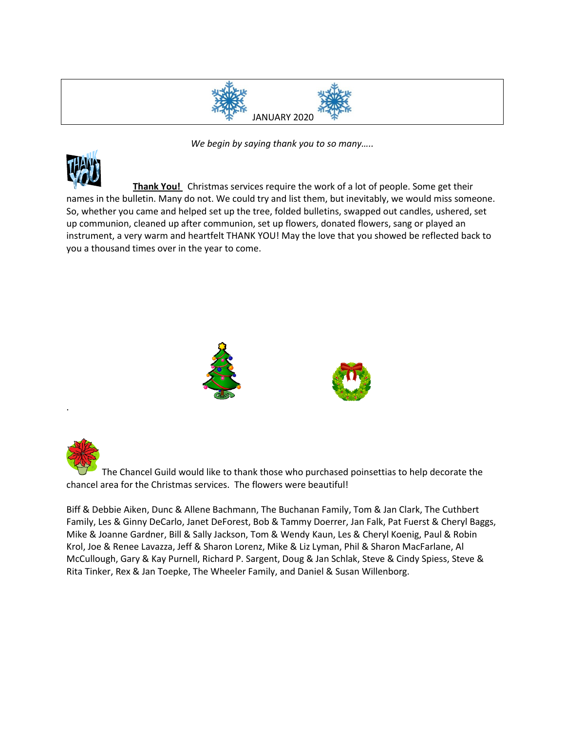JANUARY 2020

*We begin by saying thank you to so many…..*

**Thank You!** Christmas services require the work of a lot of people. Some get their names in the bulletin. Many do not. We could try and list them, but inevitably, we would miss someone. So, whether you came and helped set up the tree, folded bulletins, swapped out candles, ushered, set up communion, cleaned up after communion, set up flowers, donated flowers, sang or played an instrument, a very warm and heartfelt THANK YOU! May the love that you showed be reflected back to you a thousand times over in the year to come.

.

The Chancel Guild would like to thank those who purchased poinsettias to help decorate the chancel area for the Christmas services. The flowers were beautiful!

Biff & Debbie Aiken, Dunc & Allene Bachmann, The Buchanan Family, Tom & Jan Clark, The Cuthbert Family, Les & Ginny DeCarlo, Janet DeForest, Bob & Tammy Doerrer, Jan Falk, Pat Fuerst & Cheryl Baggs, Mike & Joanne Gardner, Bill & Sally Jackson, Tom & Wendy Kaun, Les & Cheryl Koenig, Paul & Robin Krol, Joe & Renee Lavazza, Jeff & Sharon Lorenz, Mike & Liz Lyman, Phil & Sharon MacFarlane, Al McCullough, Gary & Kay Purnell, Richard P. Sargent, Doug & Jan Schlak, Steve & Cindy Spiess, Steve & Rita Tinker, Rex & Jan Toepke, The Wheeler Family, and Daniel & Susan Willenborg.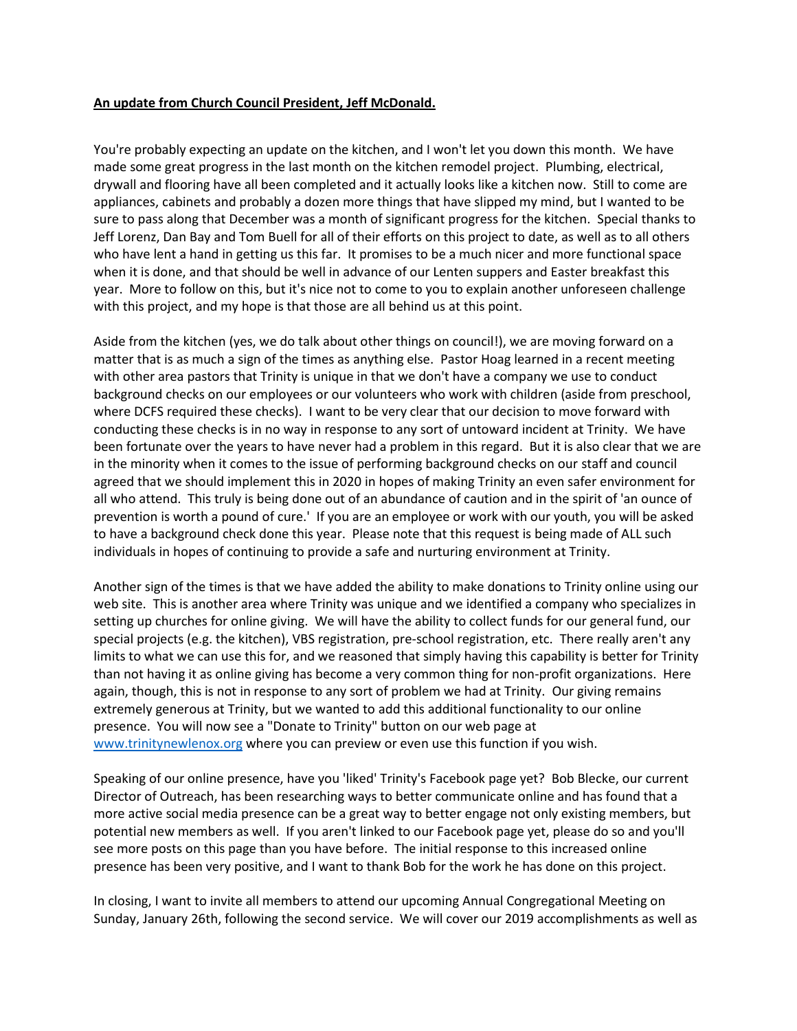**An update from Church Council President, Jeff McDonald.**

You're probably expecting an update on the kitchen, and I won't let you down this month. We have made some great progress in the last month on the kitchen remodel project. Plumbing, electrical, drywall and flooring have all been completed and it actually looks like a kitchen now. Still to come are appliances, cabinets and probably a dozen more things that have slipped my mind, but I wanted to be sure to pass along that December was a month of significant progress for the kitchen. Special thanks to Jeff Lorenz, Dan Bay and Tom Buell for all of their efforts on this project to date, as well as to all others who have lent a hand in getting us this far. It promises to be a much nicer and more functional space when it is done, and that should be well in advance of our Lenten suppers and Easter breakfast this year. More to follow on this, but it's nice not to come to you to explain another unforeseen challenge with this project, and my hope is that those are all behind us at this point.

Aside from the kitchen (yes, we do talk about other things on council!), we are moving forward on a matter that is as much a sign of the times as anything else. Pastor Hoag learned in a recent meeting with other area pastors that Trinity is unique in that we don't have a company we use to conduct background checks on our employees or our volunteers who work with children (aside from preschool, where DCFS required these checks). I want to be very clear that our decision to move forward with conducting these checks is in no way in response to any sort of untoward incident at Trinity. We have been fortunate over the years to have never had a problem in this regard. But it is also clear that we are in the minority when it comes to the issue of performing background checks on our staff and council agreed that we should implement this in 2020 in hopes of making Trinity an even safer environment for all who attend. This truly is being done out of an abundance of caution and in the spirit of 'an ounce of prevention is worth a pound of cure.' If you are an employee or work with our youth, you will be asked to have a background check done this year. Please note that this request is being made of ALL such individuals in hopes of continuing to provide a safe and nurturing environment at Trinity.

Another sign of the times is that we have added the ability to make donations to Trinity online using our web site. This is another area where Trinity was unique and we identified a company who specializes in setting up churches for online giving. We will have the ability to collect funds for our general fund, our special projects (e.g. the kitchen), VBS registration, pre-school registration, etc. There really aren't any limits to what we can use this for, and we reasoned that simply having this capability is better for Trinity than not having it as online giving has become a very common thing for non-profit organizations. Here again, though, this is not in response to any sort of problem we had at Trinity. Our giving remains extremely generous at Trinity, but we wanted to add this additional functionality to our online presence. You will now see a "Donate to Trinity" button on our web page at [www.trinitynewlenox.org](http://www.trinitynewlenox.org) where you can preview or even use this function if you wish.

Speaking of our online presence, have you 'liked' Trinity's Facebook page yet? Bob Blecke, our current Director of Outreach, has been researching ways to better communicate online and has found that a more active social media presence can be a great way to better engage not only existing members, but potential new members as well. If you aren't linked to our Facebook page yet, please do so and you'll see more posts on this page than you have before. The initial response to this increased online presence has been very positive, and I want to thank Bob for the work he has done on this project.

In closing, I want to invite all members to attend our upcoming Annual Congregational Meeting on Sunday, January 26th, following the second service. We will cover our 2019 accomplishments as well as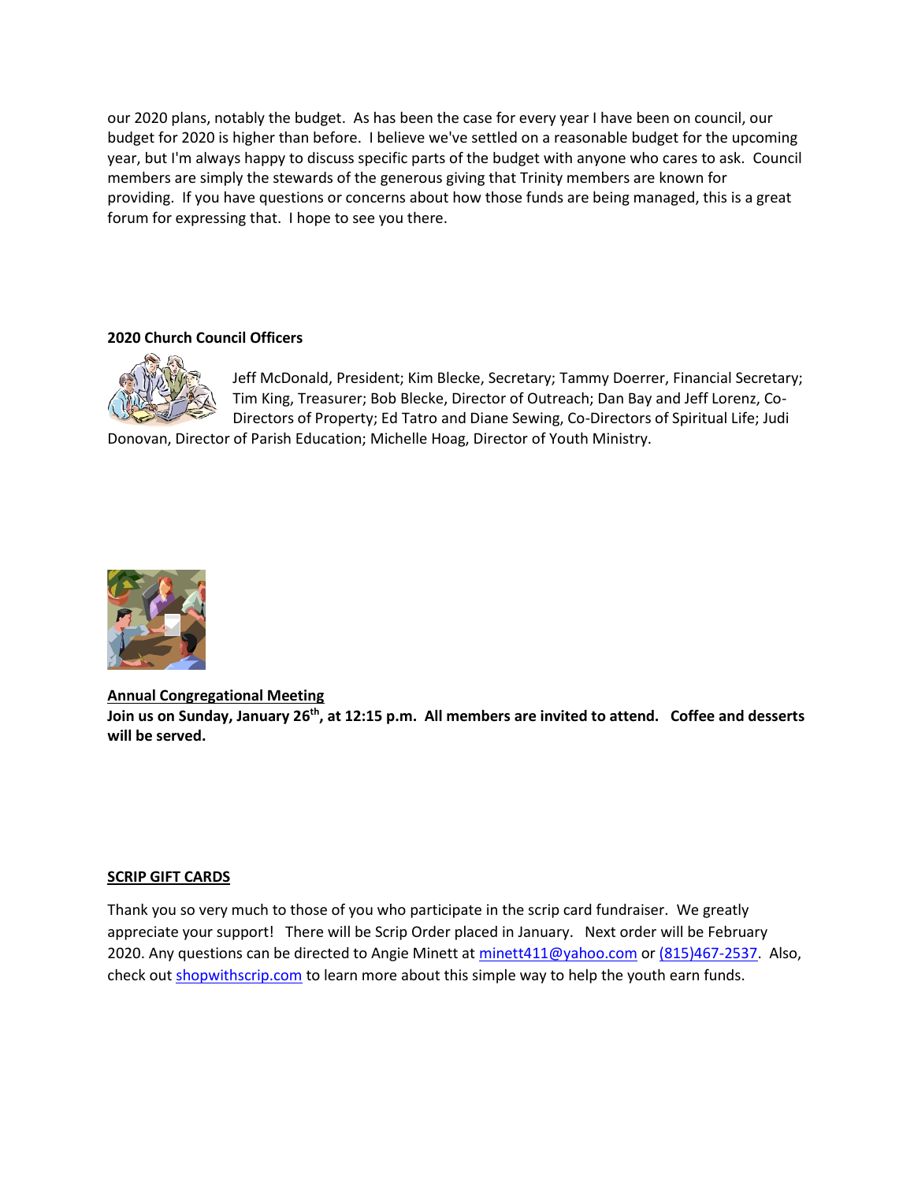our 2020 plans, notably the budget. As has been the case for every year I have been on council, our budget for 2020 is higher than before. I believe we've settled on a reasonable budget for the upcoming year, but I'm always happy to discuss specific parts of the budget with anyone who cares to ask. Council members are simply the stewards of the generous giving that Trinity members are known for providing. If you have questions or concerns about how those funds are being managed, this is a great forum for expressing that. I hope to see you there.

**2020 Church Council Officers**

Jeff McDonald, President; Kim Blecke, Secretary; Tammy Doerrer, Financial Secretary; Tim King, Treasurer; Bob Blecke, Director of Outreach; Dan Bay and Jeff Lorenz, Co-Directors of Property; Ed Tatro and Diane Sewing, Co-Directors of Spiritual Life; Judi Donovan, Director of Parish Education; Michelle Hoag, Director of Youth Ministry.

**Annual Congregational Meeting**

**Join us on Sunday, January 26th, at 12:15 p.m. All members are invited to attend. Coffee and desserts will be served.**

**SCRIP GIFT CARDS**

Thank you so very much to those of you who participate in the scrip card fundraiser. We greatly appreciate your support! There will be Scrip Order placed in January. Next order will be February 2020. Any questions can be directed to Angie Minett at minett411@yahoo.com or (815)467-2537. Also, check out shopwithscrip.com to learn more about this simple way to help the youth earn funds.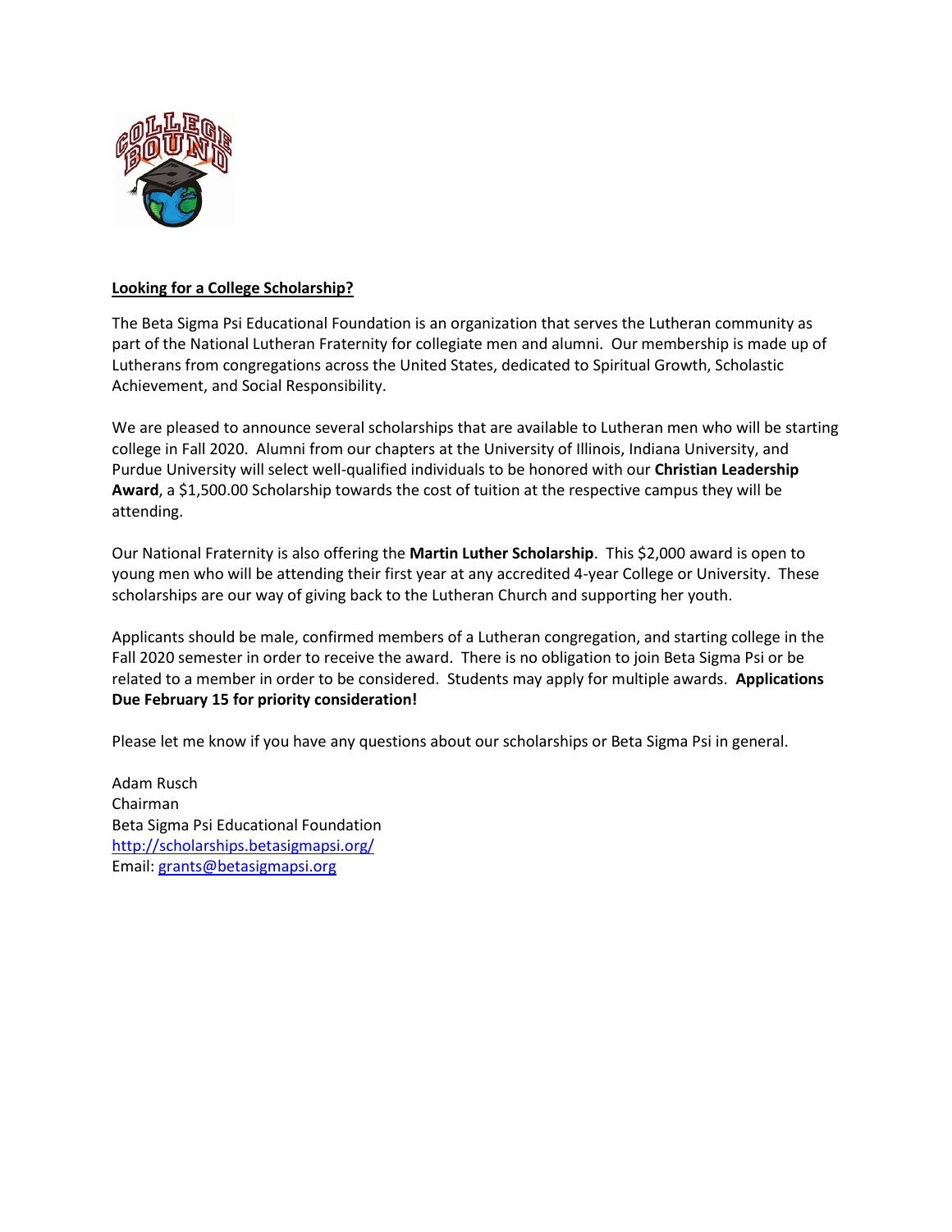**Looking for a College Scholarship?**

The Beta Sigma Psi Educational Foundation is an organization that serves the Lutheran community as part of the National Lutheran Fraternity for collegiate men and alumni. Our membership is made up of Lutherans from congregations across the United States, dedicated to Spiritual Growth, Scholastic Achievement, and Social Responsibility.

We are pleased to announce several scholarships that are available to Lutheran men who will be starting college in Fall 2020. Alumni from our chapters at the University of Illinois, Indiana University, and Purdue University will select well-qualified individuals to be honored with our **Christian Leadership Award**, a $1,500.00 Scholarship towards the cost of tuition at the respective campus they will be attending.

Our National Fraternity is also offering the **Martin Luther Scholarship**. This $2,000 award is open to young men who will be attending their first year at any accredited 4-year College or University. These scholarships are our way of giving back to the Lutheran Church and supporting her youth.

Applicants should be male, confirmed members of a Lutheran congregation, and starting college in the Fall 2020 semester in order to receive the award. There is no obligation to join Beta Sigma Psi or be related to a member in order to be considered. Students may apply for multiple awards. **Applications Due February 15 for priority consideration!**

Please let me know if you have any questions about our scholarships or Beta Sigma Psi in general.

Adam Rusch
Chairman
Beta Sigma Psi Educational Foundation
http://scholarships.betasigmapsi.org/
Email: grants@betasigmapsi.org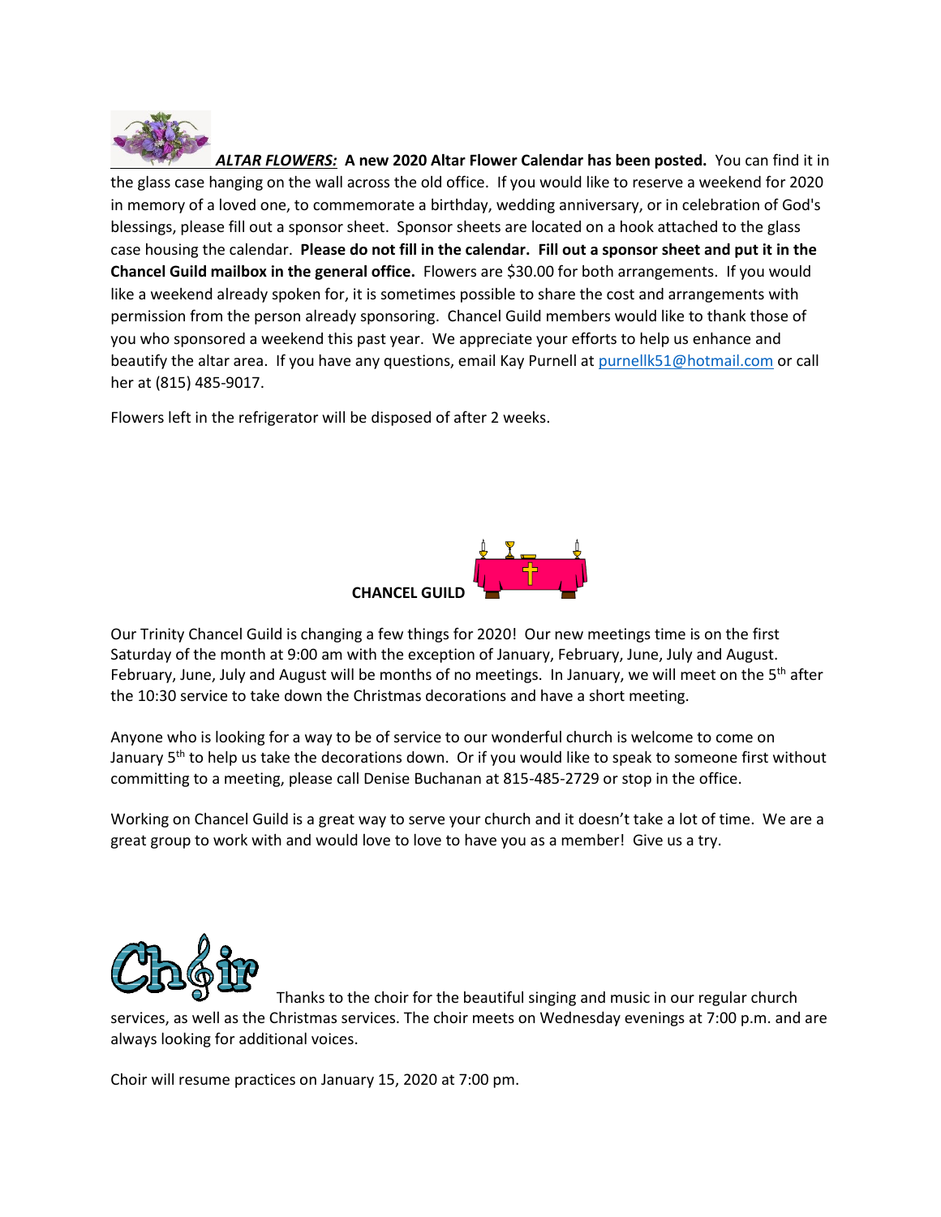***ALTAR FLOWERS:*** **A new 2020 Altar Flower Calendar has been posted.** You can find it in the glass case hanging on the wall across the old office. If you would like to reserve a weekend for 2020 in memory of a loved one, to commemorate a birthday, wedding anniversary, or in celebration of God's blessings, please fill out a sponsor sheet. Sponsor sheets are located on a hook attached to the glass case housing the calendar. **Please do not fill in the calendar. Fill out a sponsor sheet and put it in the Chancel Guild mailbox in the general office.** Flowers are $30.00 for both arrangements. If you would like a weekend already spoken for, it is sometimes possible to share the cost and arrangements with permission from the person already sponsoring. Chancel Guild members would like to thank those of you who sponsored a weekend this past year. We appreciate your efforts to help us enhance and beautify the altar area. If you have any questions, email Kay Purnell at purnellk51@hotmail.com or call her at (815) 485-9017.

Flowers left in the refrigerator will be disposed of after 2 weeks.

**CHANCEL GUILD**

Our Trinity Chancel Guild is changing a few things for 2020! Our new meetings time is on the first Saturday of the month at 9:00 am with the exception of January, February, June, July and August. February, June, July and August will be months of no meetings. In January, we will meet on the 5th after the 10:30 service to take down the Christmas decorations and have a short meeting.

Anyone who is looking for a way to be of service to our wonderful church is welcome to come on January 5th to help us take the decorations down. Or if you would like to speak to someone first without committing to a meeting, please call Denise Buchanan at 815-485-2729 or stop in the office.

Working on Chancel Guild is a great way to serve your church and it doesn't take a lot of time. We are a great group to work with and would love to love to have you as a member! Give us a try.

**Choir**

Thanks to the choir for the beautiful singing and music in our regular church services, as well as the Christmas services. The choir meets on Wednesday evenings at 7:00 p.m. and are always looking for additional voices.

Choir will resume practices on January 15, 2020 at 7:00 pm.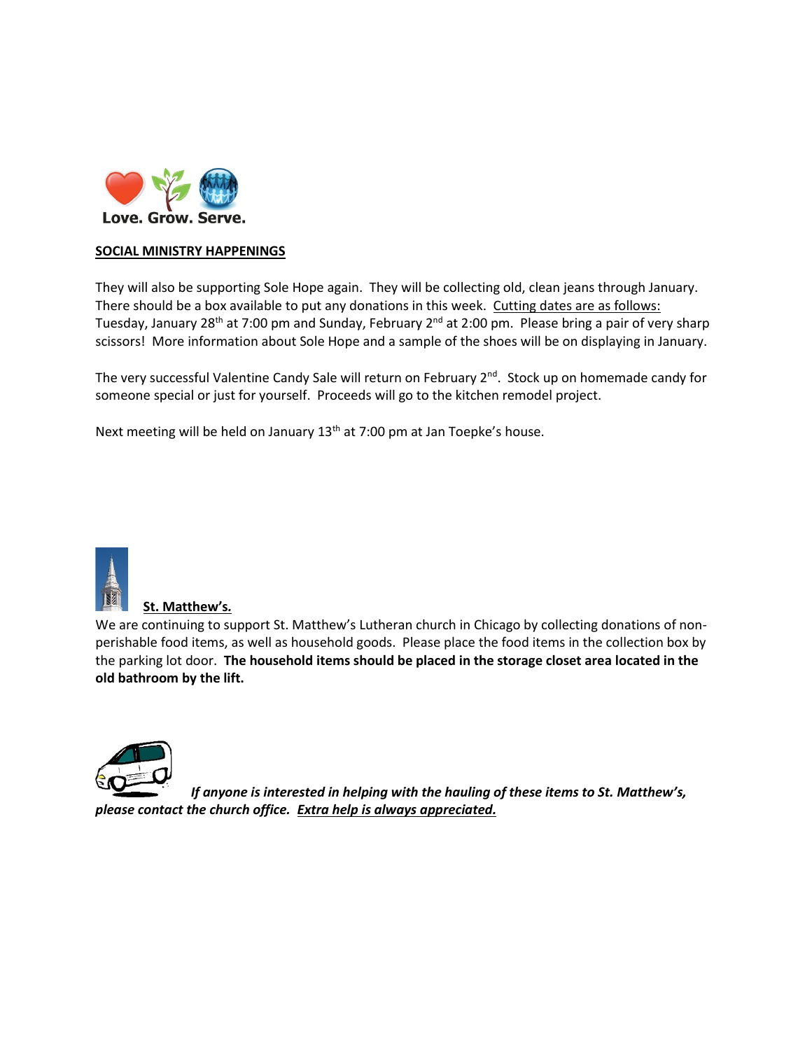Love. Grow. Serve.

**SOCIAL MINISTRY HAPPENINGS**

They will also be supporting Sole Hope again. They will be collecting old, clean jeans through January. There should be a box available to put any donations in this week. Cutting dates are as follows: Tuesday, January 28th at 7:00 pm and Sunday, February 2nd at 2:00 pm. Please bring a pair of very sharp scissors! More information about Sole Hope and a sample of the shoes will be on displaying in January.

The very successful Valentine Candy Sale will return on February 2nd. Stock up on homemade candy for someone special or just for yourself. Proceeds will go to the kitchen remodel project.

Next meeting will be held on January 13th at 7:00 pm at Jan Toepke's house.

**St. Matthew's.**

We are continuing to support St. Matthew's Lutheran church in Chicago by collecting donations of non-perishable food items, as well as household goods. Please place the food items in the collection box by the parking lot door. **The household items should be placed in the storage closet area located in the old bathroom by the lift.**

***If anyone is interested in helping with the hauling of these items to St. Matthew's, please contact the church office. Extra help is always appreciated.***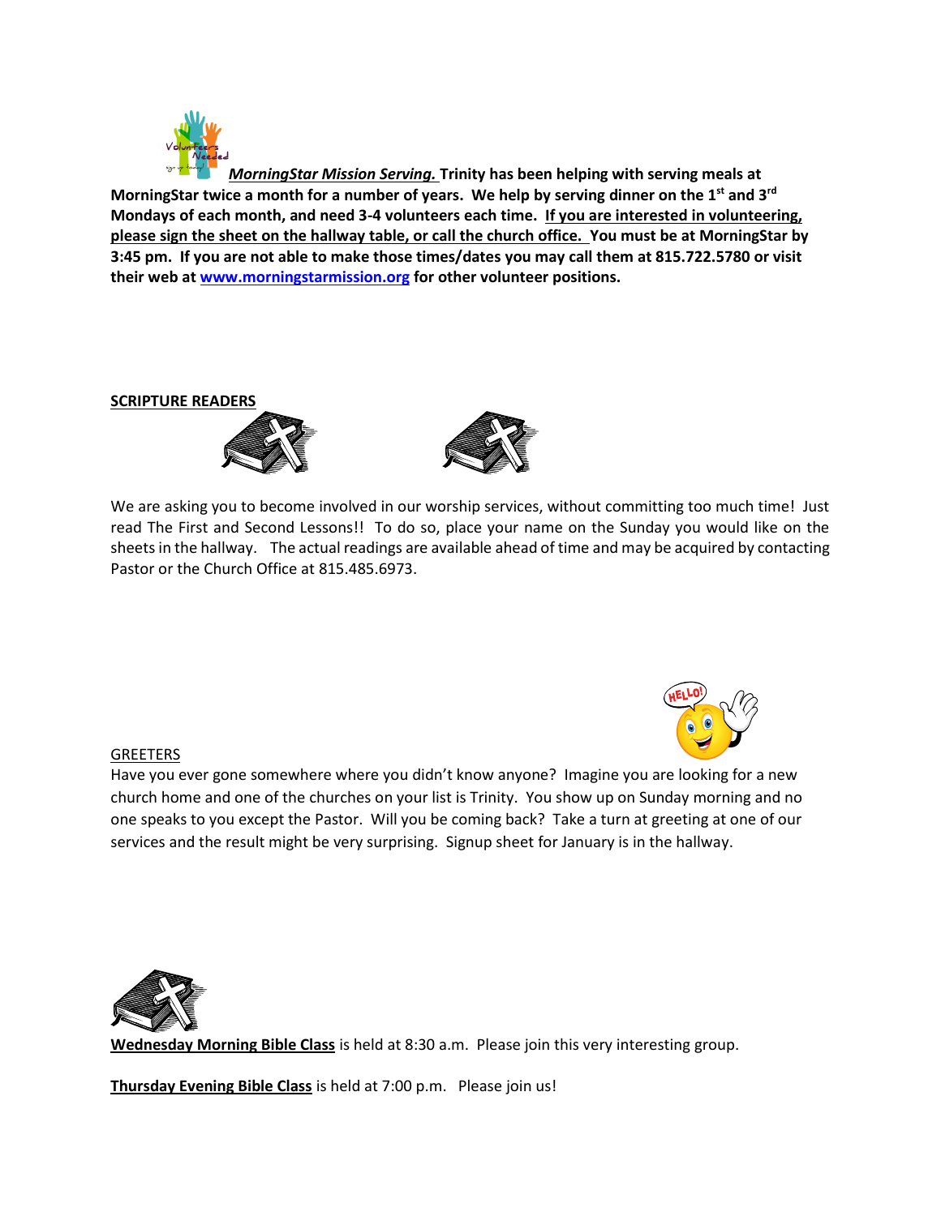***MorningStar Mission Serving.*** **Trinity has been helping with serving meals at MorningStar twice a month for a number of years. We help by serving dinner on the 1st and 3rd Mondays of each month, and need 3-4 volunteers each time. If you are interested in volunteering, please sign the sheet on the hallway table, or call the church office. You must be at MorningStar by 3:45 pm. If you are not able to make those times/dates you may call them at 815.722.5780 or visit their web at [www.morningstarmission.org](http://www.morningstarmission.org) for other volunteer positions.**

**SCRIPTURE READERS**

We are asking you to become involved in our worship services, without committing too much time! Just read The First and Second Lessons!! To do so, place your name on the Sunday you would like on the sheets in the hallway. The actual readings are available ahead of time and may be acquired by contacting Pastor or the Church Office at 815.485.6973.

GREETERS

Have you ever gone somewhere where you didn't know anyone? Imagine you are looking for a new church home and one of the churches on your list is Trinity. You show up on Sunday morning and no one speaks to you except the Pastor. Will you be coming back? Take a turn at greeting at one of our services and the result might be very surprising. Signup sheet for January is in the hallway.

**Wednesday Morning Bible Class** is held at 8:30 a.m. Please join this very interesting group.

**Thursday Evening Bible Class** is held at 7:00 p.m. Please join us!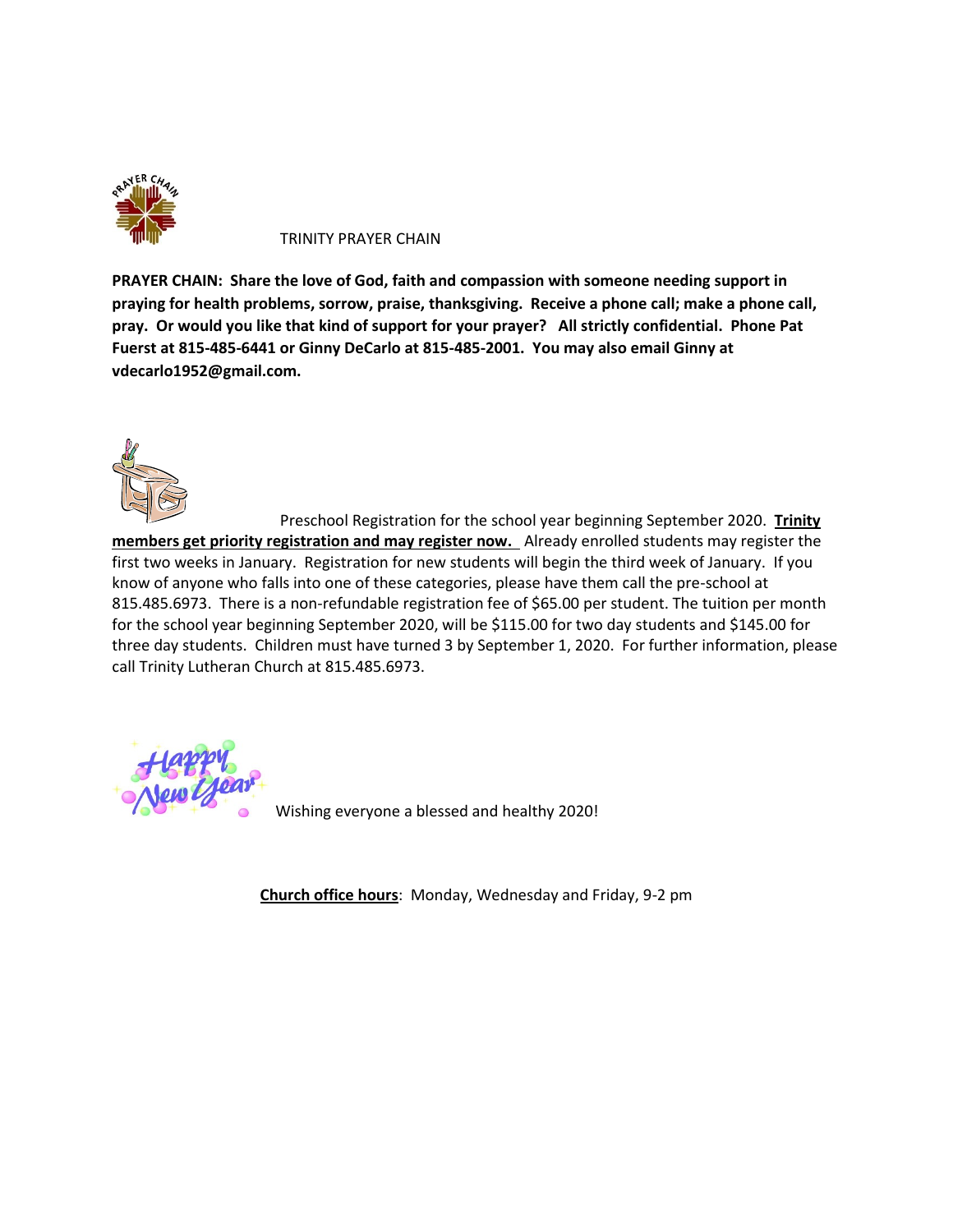TRINITY PRAYER CHAIN

**PRAYER CHAIN: Share the love of God, faith and compassion with someone needing support in praying for health problems, sorrow, praise, thanksgiving. Receive a phone call; make a phone call, pray. Or would you like that kind of support for your prayer? All strictly confidential. Phone Pat Fuerst at 815-485-6441 or Ginny DeCarlo at 815-485-2001. You may also email Ginny at vdecarlo1952@gmail.com.**

Preschool Registration for the school year beginning September 2020. **Trinity members get priority registration and may register now.** Already enrolled students may register the first two weeks in January. Registration for new students will begin the third week of January. If you know of anyone who falls into one of these categories, please have them call the pre-school at 815.485.6973. There is a non-refundable registration fee of $65.00 per student. The tuition per month for the school year beginning September 2020, will be $115.00 for two day students and $145.00 for three day students. Children must have turned 3 by September 1, 2020. For further information, please call Trinity Lutheran Church at 815.485.6973.

Wishing everyone a blessed and healthy 2020!

**Church office hours**: Monday, Wednesday and Friday, 9-2 pm